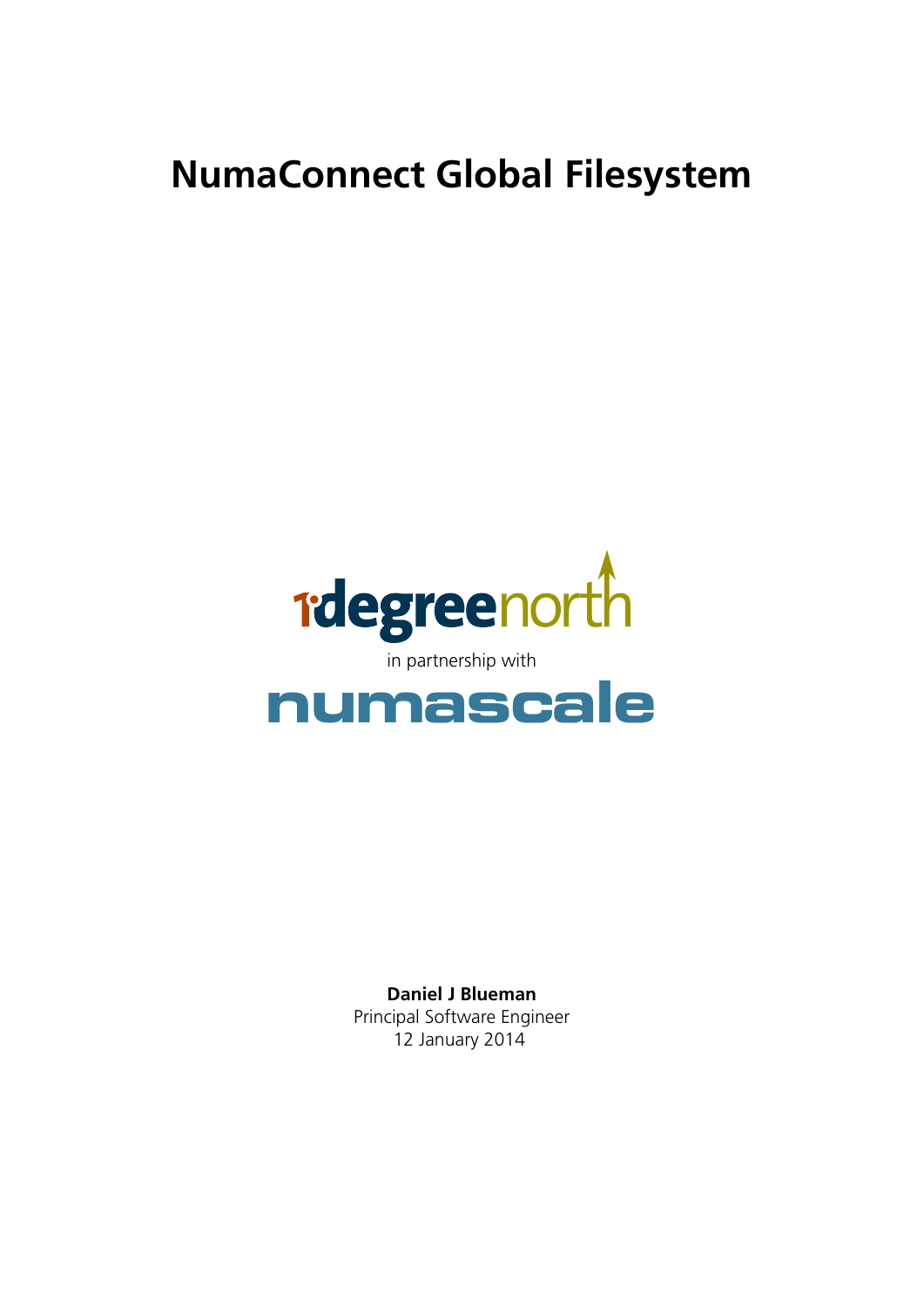# NumaConnect Global Filesystem

1degreenorth

in partnership with

numascale

**Daniel J Blueman**
Principal Software Engineer
12 January 2014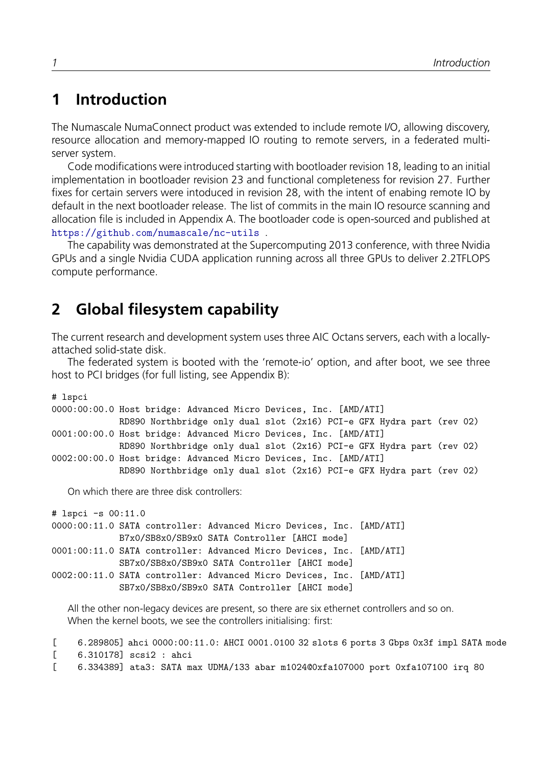# 1 Introduction

The Numascale NumaConnect product was extended to include remote I/O, allowing discovery, resource allocation and memory-mapped IO routing to remote servers, in a federated multi-server system.

Code modifications were introduced starting with bootloader revision 18, leading to an initial implementation in bootloader revision 23 and functional completeness for revision 27. Further fixes for certain servers were intoduced in revision 28, with the intent of enabing remote IO by default in the next bootloader release. The list of commits in the main IO resource scanning and allocation file is included in Appendix A. The bootloader code is open-sourced and published at https://github.com/numascale/nc-utils .

The capability was demonstrated at the Supercomputing 2013 conference, with three Nvidia GPUs and a single Nvidia CUDA application running across all three GPUs to deliver 2.2TFLOPS compute performance.

# 2 Global filesystem capability

The current research and development system uses three AIC Octans servers, each with a locally-attached solid-state disk.

The federated system is booted with the 'remote-io' option, and after boot, we see three host to PCI bridges (for full listing, see Appendix B):

```
# lspci
0000:00:00.0 Host bridge: Advanced Micro Devices, Inc. [AMD/ATI]
             RD890 Northbridge only dual slot (2x16) PCI-e GFX Hydra part (rev 02)
0001:00:00.0 Host bridge: Advanced Micro Devices, Inc. [AMD/ATI]
             RD890 Northbridge only dual slot (2x16) PCI-e GFX Hydra part (rev 02)
0002:00:00.0 Host bridge: Advanced Micro Devices, Inc. [AMD/ATI]
             RD890 Northbridge only dual slot (2x16) PCI-e GFX Hydra part (rev 02)
```

On which there are three disk controllers:

```
# lspci -s 00:11.0
0000:00:11.0 SATA controller: Advanced Micro Devices, Inc. [AMD/ATI]
             B7x0/SB8x0/SB9x0 SATA Controller [AHCI mode]
0001:00:11.0 SATA controller: Advanced Micro Devices, Inc. [AMD/ATI]
             SB7x0/SB8x0/SB9x0 SATA Controller [AHCI mode]
0002:00:11.0 SATA controller: Advanced Micro Devices, Inc. [AMD/ATI]
             SB7x0/SB8x0/SB9x0 SATA Controller [AHCI mode]
```

All the other non-legacy devices are present, so there are six ethernet controllers and so on.

When the kernel boots, we see the controllers initialising: first:

```
[    6.289805] ahci 0000:00:11.0: AHCI 0001.0100 32 slots 6 ports 3 Gbps 0x3f impl SATA mode
[    6.310178] scsi2 : ahci
[    6.334389] ata3: SATA max UDMA/133 abar m1024@0xfa107000 port 0xfa107100 irq 80
```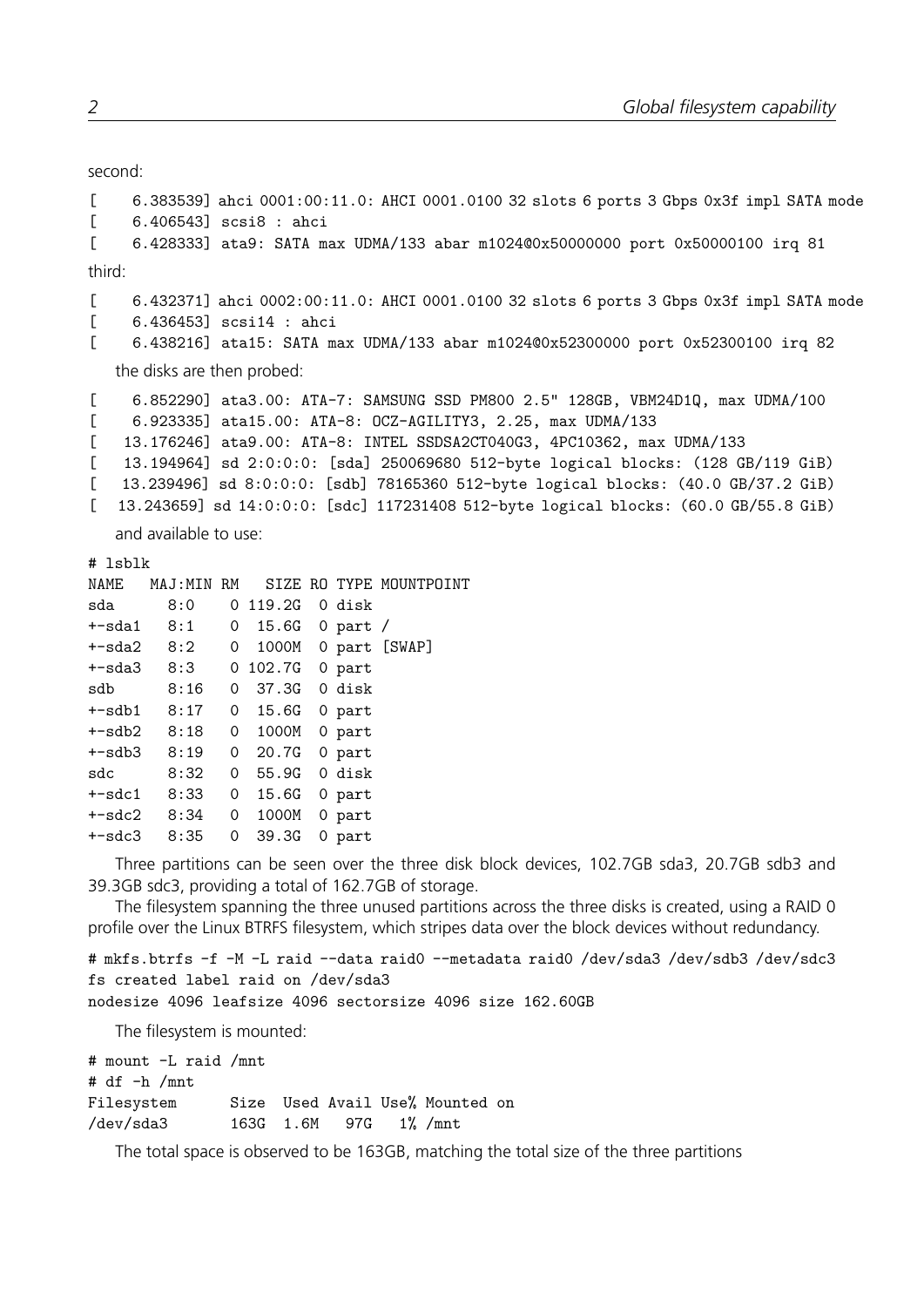second:

```
[    6.383539] ahci 0001:00:11.0: AHCI 0001.0100 32 slots 6 ports 3 Gbps 0x3f impl SATA mode
[    6.406543] scsi8 : ahci
[    6.428333] ata9: SATA max UDMA/133 abar m1024@0x50000000 port 0x50000100 irq 81
```

third:

```
[    6.432371] ahci 0002:00:11.0: AHCI 0001.0100 32 slots 6 ports 3 Gbps 0x3f impl SATA mode
[    6.436453] scsi14 : ahci
[    6.438216] ata15: SATA max UDMA/133 abar m1024@0x52300000 port 0x52300100 irq 82
```

the disks are then probed:

```
[    6.852290] ata3.00: ATA-7: SAMSUNG SSD PM800 2.5" 128GB, VBM24D1Q, max UDMA/100
[    6.923335] ata15.00: ATA-8: OCZ-AGILITY3, 2.25, max UDMA/133
[   13.176246] ata9.00: ATA-8: INTEL SSDSA2CT040G3, 4PC10362, max UDMA/133
[   13.194964] sd 2:0:0:0: [sda] 250069680 512-byte logical blocks: (128 GB/119 GiB)
[   13.239496] sd 8:0:0:0: [sdb] 78165360 512-byte logical blocks: (40.0 GB/37.2 GiB)
[   13.243659] sd 14:0:0:0: [sdc] 117231408 512-byte logical blocks: (60.0 GB/55.8 GiB)
```

and available to use:

```
# lsblk
NAME   MAJ:MIN RM   SIZE RO TYPE MOUNTPOINT
sda      8:0    0 119.2G  0 disk
+-sda1   8:1    0  15.6G  0 part /
+-sda2   8:2    0  1000M  0 part [SWAP]
+-sda3   8:3    0 102.7G  0 part
sdb      8:16   0  37.3G  0 disk
+-sdb1   8:17   0  15.6G  0 part
+-sdb2   8:18   0  1000M  0 part
+-sdb3   8:19   0  20.7G  0 part
sdc      8:32   0  55.9G  0 disk
+-sdc1   8:33   0  15.6G  0 part
+-sdc2   8:34   0  1000M  0 part
+-sdc3   8:35   0  39.3G  0 part
```

Three partitions can be seen over the three disk block devices, 102.7GB sda3, 20.7GB sdb3 and 39.3GB sdc3, providing a total of 162.7GB of storage.

The filesystem spanning the three unused partitions across the three disks is created, using a RAID 0 profile over the Linux BTRFS filesystem, which stripes data over the block devices without redundancy.

```
# mkfs.btrfs -f -M -L raid --data raid0 --metadata raid0 /dev/sda3 /dev/sdb3 /dev/sdc3
fs created label raid on /dev/sda3
nodesize 4096 leafsize 4096 sectorsize 4096 size 162.60GB
```

The filesystem is mounted:

```
# mount -L raid /mnt
# df -h /mnt
Filesystem      Size  Used Avail Use% Mounted on
/dev/sda3       163G  1.6M   97G   1% /mnt
```

The total space is observed to be 163GB, matching the total size of the three partitions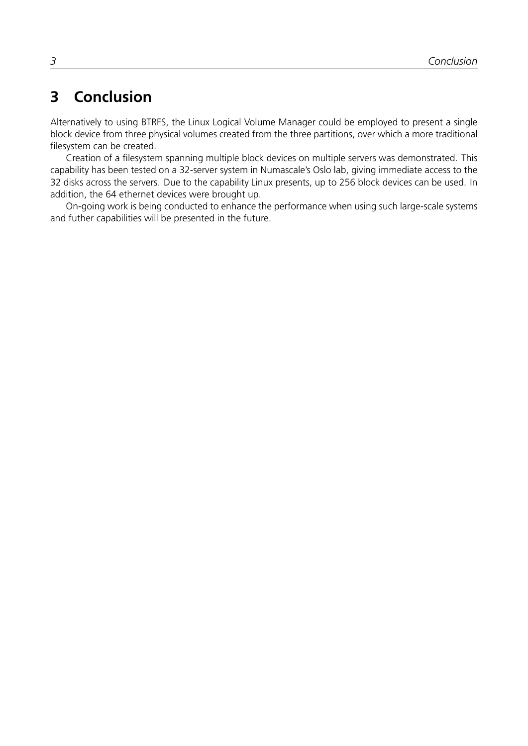# 3 Conclusion

Alternatively to using BTRFS, the Linux Logical Volume Manager could be employed to present a single block device from three physical volumes created from the three partitions, over which a more traditional filesystem can be created.

Creation of a filesystem spanning multiple block devices on multiple servers was demonstrated. This capability has been tested on a 32-server system in Numascale's Oslo lab, giving immediate access to the 32 disks across the servers. Due to the capability Linux presents, up to 256 block devices can be used. In addition, the 64 ethernet devices were brought up.

On-going work is being conducted to enhance the performance when using such large-scale systems and futher capabilities will be presented in the future.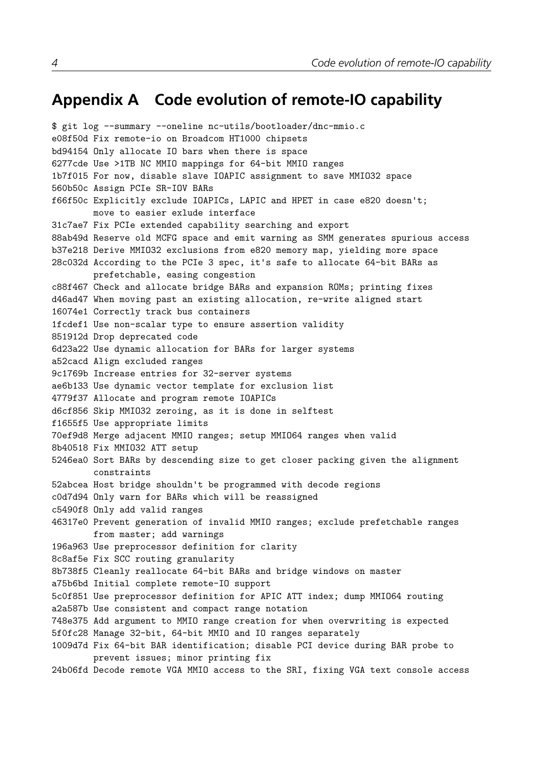# Appendix A Code evolution of remote-IO capability

```
$ git log --summary --oneline nc-utils/bootloader/dnc-mmio.c
e08f50d Fix remote-io on Broadcom HT1000 chipsets
bd94154 Only allocate IO bars when there is space
6277cde Use >1TB NC MMIO mappings for 64-bit MMIO ranges
1b7f015 For now, disable slave IOAPIC assignment to save MMIO32 space
560b50c Assign PCIe SR-IOV BARs
f66f50c Explicitly exclude IOAPICs, LAPIC and HPET in case e820 doesn't;
        move to easier exlude interface
31c7ae7 Fix PCIe extended capability searching and export
88ab49d Reserve old MCFG space and emit warning as SMM generates spurious access
b37e218 Derive MMIO32 exclusions from e820 memory map, yielding more space
28c032d According to the PCIe 3 spec, it's safe to allocate 64-bit BARs as
        prefetchable, easing congestion
c88f467 Check and allocate bridge BARs and expansion ROMs; printing fixes
d46ad47 When moving past an existing allocation, re-write aligned start
16074e1 Correctly track bus containers
1fcdef1 Use non-scalar type to ensure assertion validity
851912d Drop deprecated code
6d23a22 Use dynamic allocation for BARs for larger systems
a52cacd Align excluded ranges
9c1769b Increase entries for 32-server systems
ae6b133 Use dynamic vector template for exclusion list
4779f37 Allocate and program remote IOAPICs
d6cf856 Skip MMIO32 zeroing, as it is done in selftest
f1655f5 Use appropriate limits
70ef9d8 Merge adjacent MMIO ranges; setup MMIO64 ranges when valid
8b40518 Fix MMIO32 ATT setup
5246ea0 Sort BARs by descending size to get closer packing given the alignment
        constraints
52abcea Host bridge shouldn't be programmed with decode regions
c0d7d94 Only warn for BARs which will be reassigned
c5490f8 Only add valid ranges
46317e0 Prevent generation of invalid MMIO ranges; exclude prefetchable ranges
        from master; add warnings
196a963 Use preprocessor definition for clarity
8c8af5e Fix SCC routing granularity
8b738f5 Cleanly reallocate 64-bit BARs and bridge windows on master
a75b6bd Initial complete remote-IO support
5c0f851 Use preprocessor definition for APIC ATT index; dump MMIO64 routing
a2a587b Use consistent and compact range notation
748e375 Add argument to MMIO range creation for when overwriting is expected
5f0fc28 Manage 32-bit, 64-bit MMIO and IO ranges separately
1009d7d Fix 64-bit BAR identification; disable PCI device during BAR probe to
        prevent issues; minor printing fix
24b06fd Decode remote VGA MMIO access to the SRI, fixing VGA text console access
```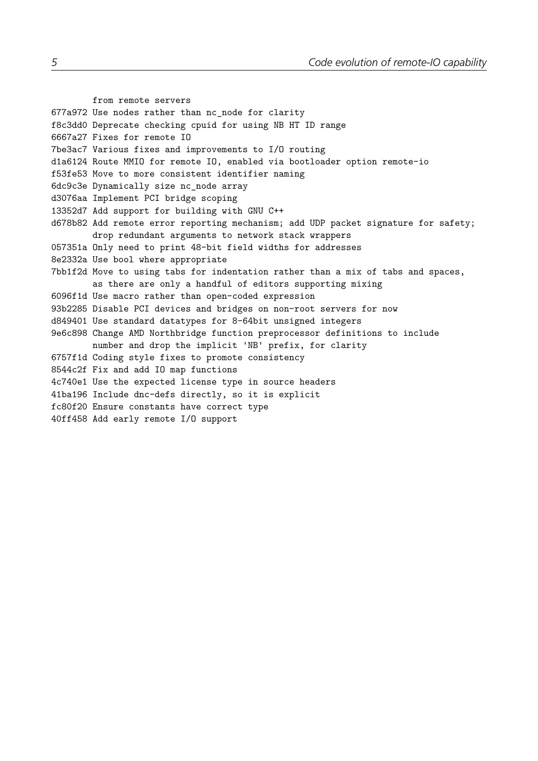```
        from remote servers
677a972 Use nodes rather than nc_node for clarity
f8c3dd0 Deprecate checking cpuid for using NB HT ID range
6667a27 Fixes for remote IO
7be3ac7 Various fixes and improvements to I/O routing
d1a6124 Route MMIO for remote IO, enabled via bootloader option remote-io
f53fe53 Move to more consistent identifier naming
6dc9c3e Dynamically size nc_node array
d3076aa Implement PCI bridge scoping
13352d7 Add support for building with GNU C++
d678b82 Add remote error reporting mechanism; add UDP packet signature for safety;
        drop redundant arguments to network stack wrappers
057351a Only need to print 48-bit field widths for addresses
8e2332a Use bool where appropriate
7bb1f2d Move to using tabs for indentation rather than a mix of tabs and spaces,
        as there are only a handful of editors supporting mixing
6096f1d Use macro rather than open-coded expression
93b2285 Disable PCI devices and bridges on non-root servers for now
d849401 Use standard datatypes for 8-64bit unsigned integers
9e6c898 Change AMD Northbridge function preprocessor definitions to include
        number and drop the implicit 'NB' prefix, for clarity
6757f1d Coding style fixes to promote consistency
8544c2f Fix and add IO map functions
4c740e1 Use the expected license type in source headers
41ba196 Include dnc-defs directly, so it is explicit
fc80f20 Ensure constants have correct type
40ff458 Add early remote I/O support
```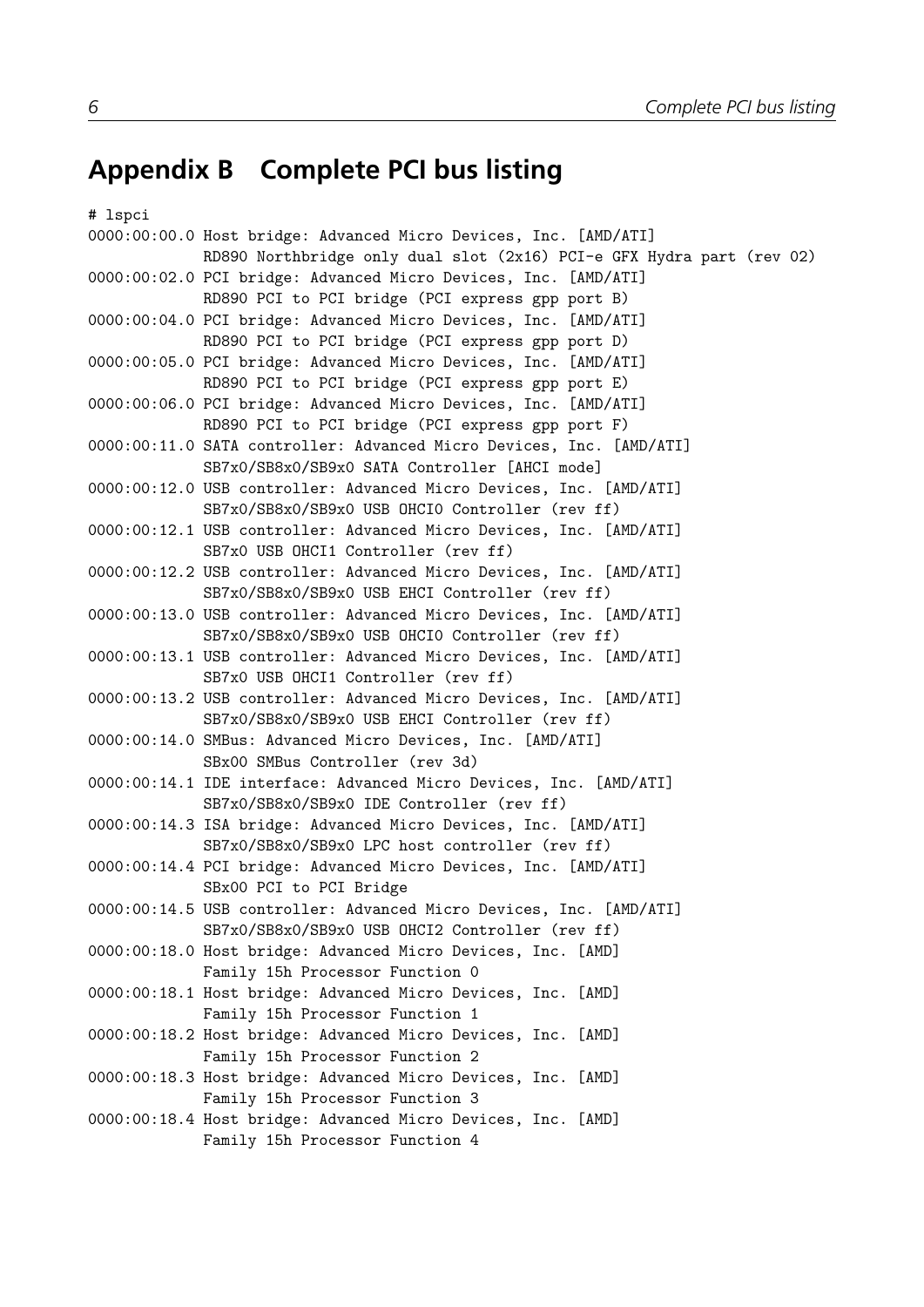# Appendix B   Complete PCI bus listing

```
# lspci
0000:00:00.0 Host bridge: Advanced Micro Devices, Inc. [AMD/ATI]
             RD890 Northbridge only dual slot (2x16) PCI-e GFX Hydra part (rev 02)
0000:00:02.0 PCI bridge: Advanced Micro Devices, Inc. [AMD/ATI]
             RD890 PCI to PCI bridge (PCI express gpp port B)
0000:00:04.0 PCI bridge: Advanced Micro Devices, Inc. [AMD/ATI]
             RD890 PCI to PCI bridge (PCI express gpp port D)
0000:00:05.0 PCI bridge: Advanced Micro Devices, Inc. [AMD/ATI]
             RD890 PCI to PCI bridge (PCI express gpp port E)
0000:00:06.0 PCI bridge: Advanced Micro Devices, Inc. [AMD/ATI]
             RD890 PCI to PCI bridge (PCI express gpp port F)
0000:00:11.0 SATA controller: Advanced Micro Devices, Inc. [AMD/ATI]
             SB7x0/SB8x0/SB9x0 SATA Controller [AHCI mode]
0000:00:12.0 USB controller: Advanced Micro Devices, Inc. [AMD/ATI]
             SB7x0/SB8x0/SB9x0 USB OHCI0 Controller (rev ff)
0000:00:12.1 USB controller: Advanced Micro Devices, Inc. [AMD/ATI]
             SB7x0 USB OHCI1 Controller (rev ff)
0000:00:12.2 USB controller: Advanced Micro Devices, Inc. [AMD/ATI]
             SB7x0/SB8x0/SB9x0 USB EHCI Controller (rev ff)
0000:00:13.0 USB controller: Advanced Micro Devices, Inc. [AMD/ATI]
             SB7x0/SB8x0/SB9x0 USB OHCI0 Controller (rev ff)
0000:00:13.1 USB controller: Advanced Micro Devices, Inc. [AMD/ATI]
             SB7x0 USB OHCI1 Controller (rev ff)
0000:00:13.2 USB controller: Advanced Micro Devices, Inc. [AMD/ATI]
             SB7x0/SB8x0/SB9x0 USB EHCI Controller (rev ff)
0000:00:14.0 SMBus: Advanced Micro Devices, Inc. [AMD/ATI]
             SBx00 SMBus Controller (rev 3d)
0000:00:14.1 IDE interface: Advanced Micro Devices, Inc. [AMD/ATI]
             SB7x0/SB8x0/SB9x0 IDE Controller (rev ff)
0000:00:14.3 ISA bridge: Advanced Micro Devices, Inc. [AMD/ATI]
             SB7x0/SB8x0/SB9x0 LPC host controller (rev ff)
0000:00:14.4 PCI bridge: Advanced Micro Devices, Inc. [AMD/ATI]
             SBx00 PCI to PCI Bridge
0000:00:14.5 USB controller: Advanced Micro Devices, Inc. [AMD/ATI]
             SB7x0/SB8x0/SB9x0 USB OHCI2 Controller (rev ff)
0000:00:18.0 Host bridge: Advanced Micro Devices, Inc. [AMD]
             Family 15h Processor Function 0
0000:00:18.1 Host bridge: Advanced Micro Devices, Inc. [AMD]
             Family 15h Processor Function 1
0000:00:18.2 Host bridge: Advanced Micro Devices, Inc. [AMD]
             Family 15h Processor Function 2
0000:00:18.3 Host bridge: Advanced Micro Devices, Inc. [AMD]
             Family 15h Processor Function 3
0000:00:18.4 Host bridge: Advanced Micro Devices, Inc. [AMD]
             Family 15h Processor Function 4
```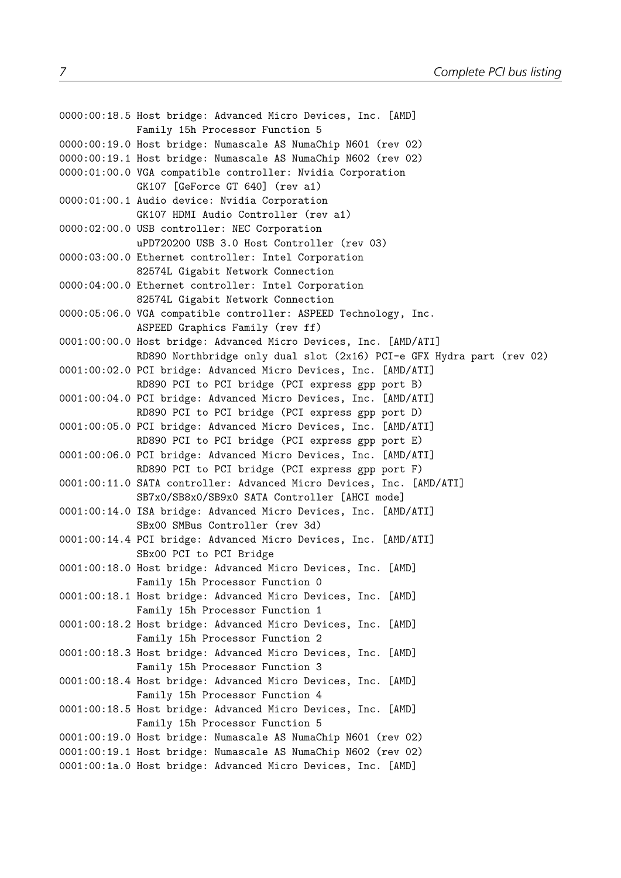```
0000:00:18.5 Host bridge: Advanced Micro Devices, Inc. [AMD]
             Family 15h Processor Function 5
0000:00:19.0 Host bridge: Numascale AS NumaChip N601 (rev 02)
0000:00:19.1 Host bridge: Numascale AS NumaChip N602 (rev 02)
0000:01:00.0 VGA compatible controller: Nvidia Corporation
             GK107 [GeForce GT 640] (rev a1)
0000:01:00.1 Audio device: Nvidia Corporation
             GK107 HDMI Audio Controller (rev a1)
0000:02:00.0 USB controller: NEC Corporation
             uPD720200 USB 3.0 Host Controller (rev 03)
0000:03:00.0 Ethernet controller: Intel Corporation
             82574L Gigabit Network Connection
0000:04:00.0 Ethernet controller: Intel Corporation
             82574L Gigabit Network Connection
0000:05:06.0 VGA compatible controller: ASPEED Technology, Inc.
             ASPEED Graphics Family (rev ff)
0001:00:00.0 Host bridge: Advanced Micro Devices, Inc. [AMD/ATI]
             RD890 Northbridge only dual slot (2x16) PCI-e GFX Hydra part (rev 02)
0001:00:02.0 PCI bridge: Advanced Micro Devices, Inc. [AMD/ATI]
             RD890 PCI to PCI bridge (PCI express gpp port B)
0001:00:04.0 PCI bridge: Advanced Micro Devices, Inc. [AMD/ATI]
             RD890 PCI to PCI bridge (PCI express gpp port D)
0001:00:05.0 PCI bridge: Advanced Micro Devices, Inc. [AMD/ATI]
             RD890 PCI to PCI bridge (PCI express gpp port E)
0001:00:06.0 PCI bridge: Advanced Micro Devices, Inc. [AMD/ATI]
             RD890 PCI to PCI bridge (PCI express gpp port F)
0001:00:11.0 SATA controller: Advanced Micro Devices, Inc. [AMD/ATI]
             SB7x0/SB8x0/SB9x0 SATA Controller [AHCI mode]
0001:00:14.0 ISA bridge: Advanced Micro Devices, Inc. [AMD/ATI]
             SBx00 SMBus Controller (rev 3d)
0001:00:14.4 PCI bridge: Advanced Micro Devices, Inc. [AMD/ATI]
             SBx00 PCI to PCI Bridge
0001:00:18.0 Host bridge: Advanced Micro Devices, Inc. [AMD]
             Family 15h Processor Function 0
0001:00:18.1 Host bridge: Advanced Micro Devices, Inc. [AMD]
             Family 15h Processor Function 1
0001:00:18.2 Host bridge: Advanced Micro Devices, Inc. [AMD]
             Family 15h Processor Function 2
0001:00:18.3 Host bridge: Advanced Micro Devices, Inc. [AMD]
             Family 15h Processor Function 3
0001:00:18.4 Host bridge: Advanced Micro Devices, Inc. [AMD]
             Family 15h Processor Function 4
0001:00:18.5 Host bridge: Advanced Micro Devices, Inc. [AMD]
             Family 15h Processor Function 5
0001:00:19.0 Host bridge: Numascale AS NumaChip N601 (rev 02)
0001:00:19.1 Host bridge: Numascale AS NumaChip N602 (rev 02)
0001:00:1a.0 Host bridge: Advanced Micro Devices, Inc. [AMD]
```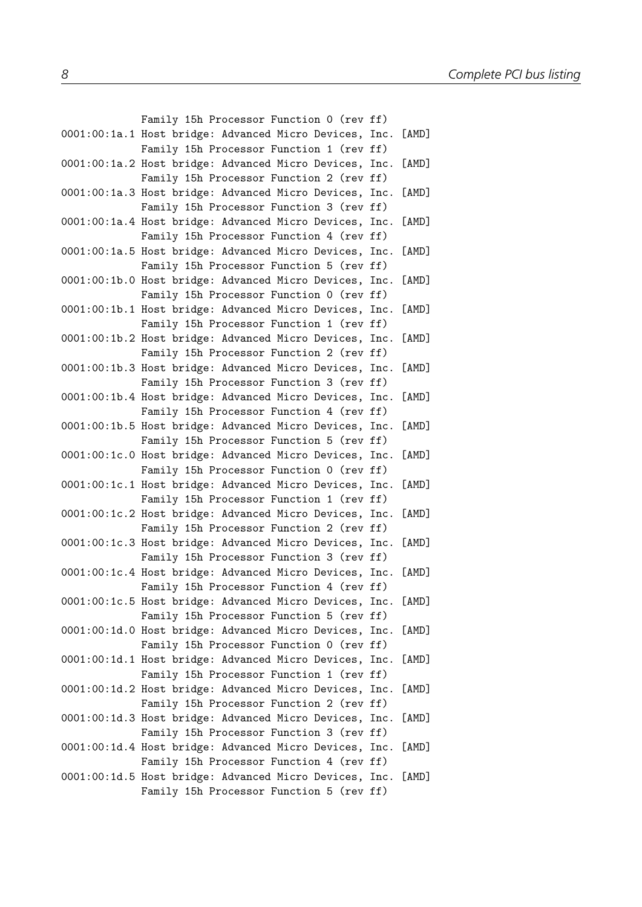```
             Family 15h Processor Function 0 (rev ff)
0001:00:1a.1 Host bridge: Advanced Micro Devices, Inc. [AMD]
             Family 15h Processor Function 1 (rev ff)
0001:00:1a.2 Host bridge: Advanced Micro Devices, Inc. [AMD]
             Family 15h Processor Function 2 (rev ff)
0001:00:1a.3 Host bridge: Advanced Micro Devices, Inc. [AMD]
             Family 15h Processor Function 3 (rev ff)
0001:00:1a.4 Host bridge: Advanced Micro Devices, Inc. [AMD]
             Family 15h Processor Function 4 (rev ff)
0001:00:1a.5 Host bridge: Advanced Micro Devices, Inc. [AMD]
             Family 15h Processor Function 5 (rev ff)
0001:00:1b.0 Host bridge: Advanced Micro Devices, Inc. [AMD]
             Family 15h Processor Function 0 (rev ff)
0001:00:1b.1 Host bridge: Advanced Micro Devices, Inc. [AMD]
             Family 15h Processor Function 1 (rev ff)
0001:00:1b.2 Host bridge: Advanced Micro Devices, Inc. [AMD]
             Family 15h Processor Function 2 (rev ff)
0001:00:1b.3 Host bridge: Advanced Micro Devices, Inc. [AMD]
             Family 15h Processor Function 3 (rev ff)
0001:00:1b.4 Host bridge: Advanced Micro Devices, Inc. [AMD]
             Family 15h Processor Function 4 (rev ff)
0001:00:1b.5 Host bridge: Advanced Micro Devices, Inc. [AMD]
             Family 15h Processor Function 5 (rev ff)
0001:00:1c.0 Host bridge: Advanced Micro Devices, Inc. [AMD]
             Family 15h Processor Function 0 (rev ff)
0001:00:1c.1 Host bridge: Advanced Micro Devices, Inc. [AMD]
             Family 15h Processor Function 1 (rev ff)
0001:00:1c.2 Host bridge: Advanced Micro Devices, Inc. [AMD]
             Family 15h Processor Function 2 (rev ff)
0001:00:1c.3 Host bridge: Advanced Micro Devices, Inc. [AMD]
             Family 15h Processor Function 3 (rev ff)
0001:00:1c.4 Host bridge: Advanced Micro Devices, Inc. [AMD]
             Family 15h Processor Function 4 (rev ff)
0001:00:1c.5 Host bridge: Advanced Micro Devices, Inc. [AMD]
             Family 15h Processor Function 5 (rev ff)
0001:00:1d.0 Host bridge: Advanced Micro Devices, Inc. [AMD]
             Family 15h Processor Function 0 (rev ff)
0001:00:1d.1 Host bridge: Advanced Micro Devices, Inc. [AMD]
             Family 15h Processor Function 1 (rev ff)
0001:00:1d.2 Host bridge: Advanced Micro Devices, Inc. [AMD]
             Family 15h Processor Function 2 (rev ff)
0001:00:1d.3 Host bridge: Advanced Micro Devices, Inc. [AMD]
             Family 15h Processor Function 3 (rev ff)
0001:00:1d.4 Host bridge: Advanced Micro Devices, Inc. [AMD]
             Family 15h Processor Function 4 (rev ff)
0001:00:1d.5 Host bridge: Advanced Micro Devices, Inc. [AMD]
             Family 15h Processor Function 5 (rev ff)
```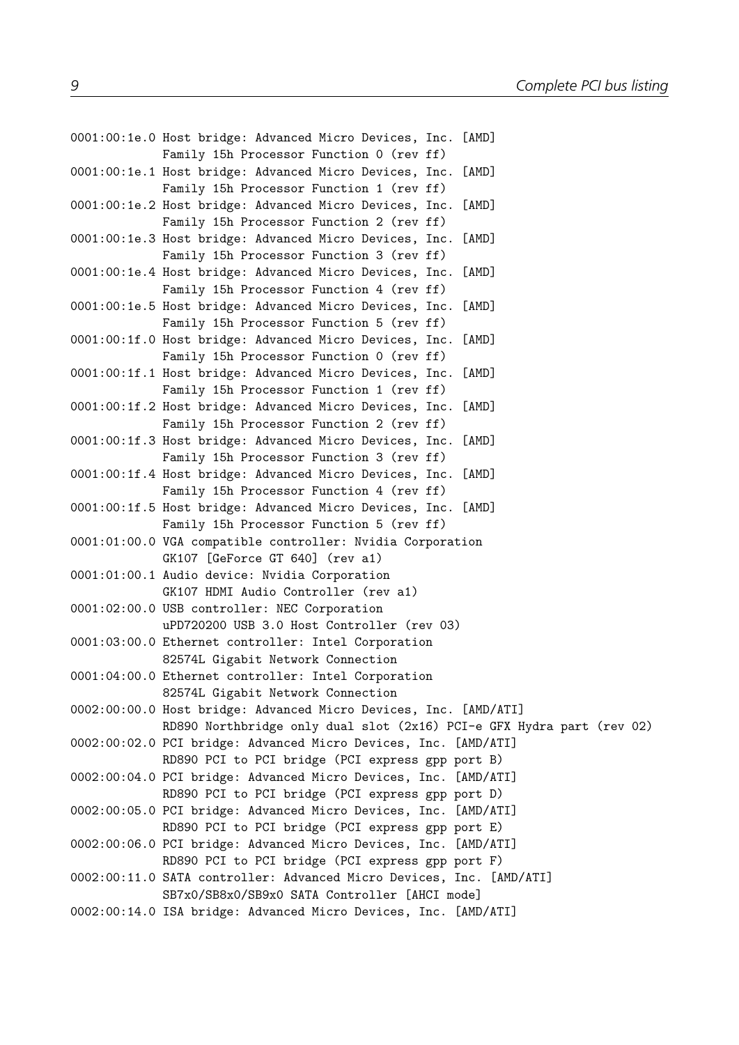```
0001:00:1e.0 Host bridge: Advanced Micro Devices, Inc. [AMD]
             Family 15h Processor Function 0 (rev ff)
0001:00:1e.1 Host bridge: Advanced Micro Devices, Inc. [AMD]
             Family 15h Processor Function 1 (rev ff)
0001:00:1e.2 Host bridge: Advanced Micro Devices, Inc. [AMD]
             Family 15h Processor Function 2 (rev ff)
0001:00:1e.3 Host bridge: Advanced Micro Devices, Inc. [AMD]
             Family 15h Processor Function 3 (rev ff)
0001:00:1e.4 Host bridge: Advanced Micro Devices, Inc. [AMD]
             Family 15h Processor Function 4 (rev ff)
0001:00:1e.5 Host bridge: Advanced Micro Devices, Inc. [AMD]
             Family 15h Processor Function 5 (rev ff)
0001:00:1f.0 Host bridge: Advanced Micro Devices, Inc. [AMD]
             Family 15h Processor Function 0 (rev ff)
0001:00:1f.1 Host bridge: Advanced Micro Devices, Inc. [AMD]
             Family 15h Processor Function 1 (rev ff)
0001:00:1f.2 Host bridge: Advanced Micro Devices, Inc. [AMD]
             Family 15h Processor Function 2 (rev ff)
0001:00:1f.3 Host bridge: Advanced Micro Devices, Inc. [AMD]
             Family 15h Processor Function 3 (rev ff)
0001:00:1f.4 Host bridge: Advanced Micro Devices, Inc. [AMD]
             Family 15h Processor Function 4 (rev ff)
0001:00:1f.5 Host bridge: Advanced Micro Devices, Inc. [AMD]
             Family 15h Processor Function 5 (rev ff)
0001:01:00.0 VGA compatible controller: Nvidia Corporation
             GK107 [GeForce GT 640] (rev a1)
0001:01:00.1 Audio device: Nvidia Corporation
             GK107 HDMI Audio Controller (rev a1)
0001:02:00.0 USB controller: NEC Corporation
             uPD720200 USB 3.0 Host Controller (rev 03)
0001:03:00.0 Ethernet controller: Intel Corporation
             82574L Gigabit Network Connection
0001:04:00.0 Ethernet controller: Intel Corporation
             82574L Gigabit Network Connection
0002:00:00.0 Host bridge: Advanced Micro Devices, Inc. [AMD/ATI]
             RD890 Northbridge only dual slot (2x16) PCI-e GFX Hydra part (rev 02)
0002:00:02.0 PCI bridge: Advanced Micro Devices, Inc. [AMD/ATI]
             RD890 PCI to PCI bridge (PCI express gpp port B)
0002:00:04.0 PCI bridge: Advanced Micro Devices, Inc. [AMD/ATI]
             RD890 PCI to PCI bridge (PCI express gpp port D)
0002:00:05.0 PCI bridge: Advanced Micro Devices, Inc. [AMD/ATI]
             RD890 PCI to PCI bridge (PCI express gpp port E)
0002:00:06.0 PCI bridge: Advanced Micro Devices, Inc. [AMD/ATI]
             RD890 PCI to PCI bridge (PCI express gpp port F)
0002:00:11.0 SATA controller: Advanced Micro Devices, Inc. [AMD/ATI]
             SB7x0/SB8x0/SB9x0 SATA Controller [AHCI mode]
0002:00:14.0 ISA bridge: Advanced Micro Devices, Inc. [AMD/ATI]
```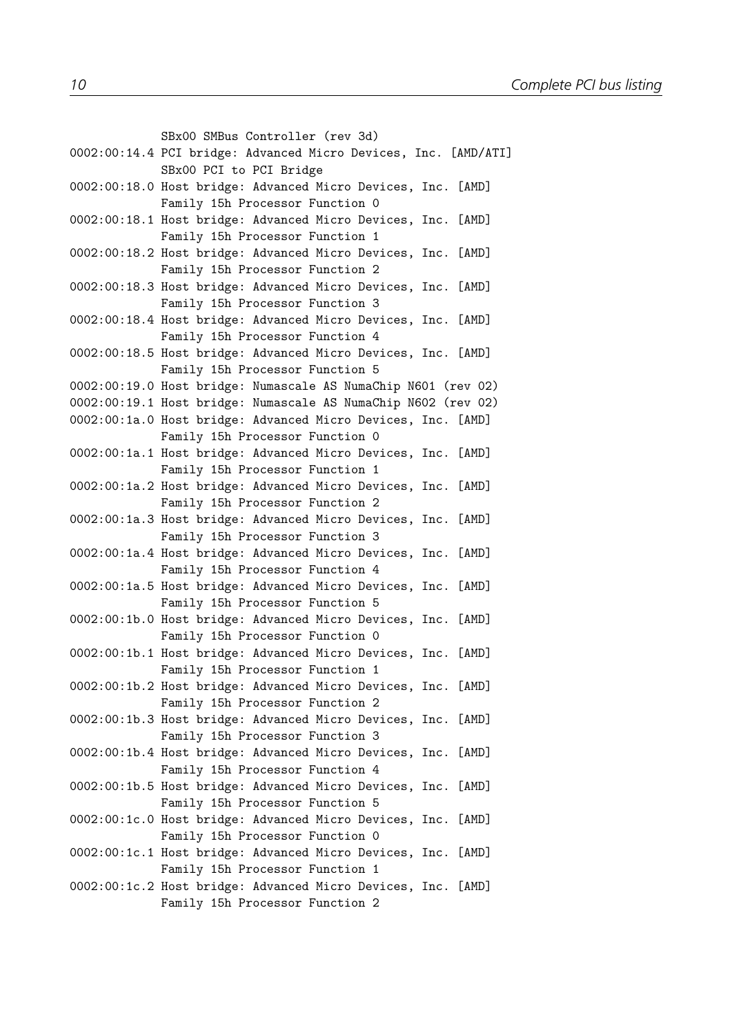```
             SBx00 SMBus Controller (rev 3d)
0002:00:14.4 PCI bridge: Advanced Micro Devices, Inc. [AMD/ATI]
             SBx00 PCI to PCI Bridge
0002:00:18.0 Host bridge: Advanced Micro Devices, Inc. [AMD]
             Family 15h Processor Function 0
0002:00:18.1 Host bridge: Advanced Micro Devices, Inc. [AMD]
             Family 15h Processor Function 1
0002:00:18.2 Host bridge: Advanced Micro Devices, Inc. [AMD]
             Family 15h Processor Function 2
0002:00:18.3 Host bridge: Advanced Micro Devices, Inc. [AMD]
             Family 15h Processor Function 3
0002:00:18.4 Host bridge: Advanced Micro Devices, Inc. [AMD]
             Family 15h Processor Function 4
0002:00:18.5 Host bridge: Advanced Micro Devices, Inc. [AMD]
             Family 15h Processor Function 5
0002:00:19.0 Host bridge: Numascale AS NumaChip N601 (rev 02)
0002:00:19.1 Host bridge: Numascale AS NumaChip N602 (rev 02)
0002:00:1a.0 Host bridge: Advanced Micro Devices, Inc. [AMD]
             Family 15h Processor Function 0
0002:00:1a.1 Host bridge: Advanced Micro Devices, Inc. [AMD]
             Family 15h Processor Function 1
0002:00:1a.2 Host bridge: Advanced Micro Devices, Inc. [AMD]
             Family 15h Processor Function 2
0002:00:1a.3 Host bridge: Advanced Micro Devices, Inc. [AMD]
             Family 15h Processor Function 3
0002:00:1a.4 Host bridge: Advanced Micro Devices, Inc. [AMD]
             Family 15h Processor Function 4
0002:00:1a.5 Host bridge: Advanced Micro Devices, Inc. [AMD]
             Family 15h Processor Function 5
0002:00:1b.0 Host bridge: Advanced Micro Devices, Inc. [AMD]
             Family 15h Processor Function 0
0002:00:1b.1 Host bridge: Advanced Micro Devices, Inc. [AMD]
             Family 15h Processor Function 1
0002:00:1b.2 Host bridge: Advanced Micro Devices, Inc. [AMD]
             Family 15h Processor Function 2
0002:00:1b.3 Host bridge: Advanced Micro Devices, Inc. [AMD]
             Family 15h Processor Function 3
0002:00:1b.4 Host bridge: Advanced Micro Devices, Inc. [AMD]
             Family 15h Processor Function 4
0002:00:1b.5 Host bridge: Advanced Micro Devices, Inc. [AMD]
             Family 15h Processor Function 5
0002:00:1c.0 Host bridge: Advanced Micro Devices, Inc. [AMD]
             Family 15h Processor Function 0
0002:00:1c.1 Host bridge: Advanced Micro Devices, Inc. [AMD]
             Family 15h Processor Function 1
0002:00:1c.2 Host bridge: Advanced Micro Devices, Inc. [AMD]
             Family 15h Processor Function 2
```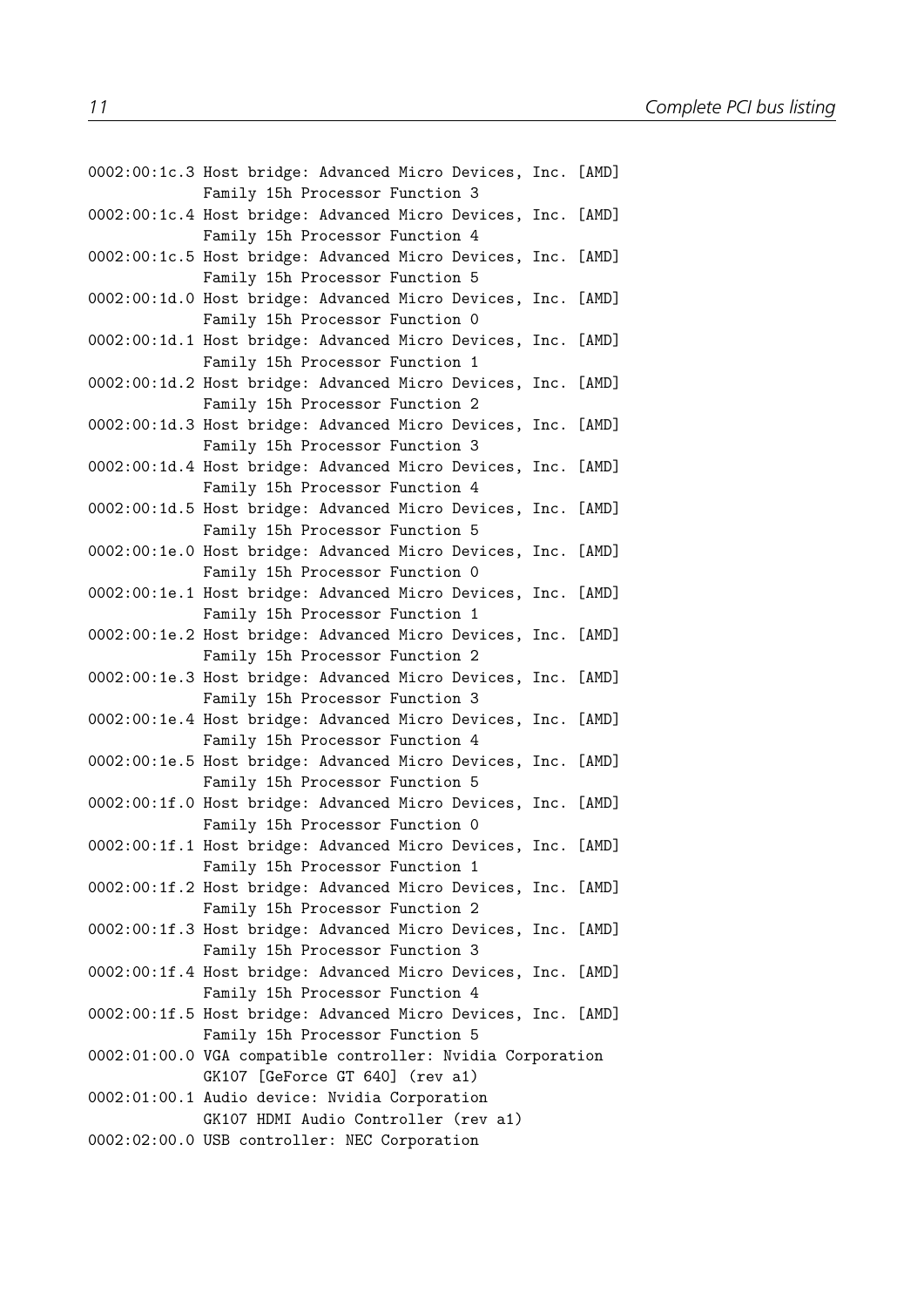```
0002:00:1c.3 Host bridge: Advanced Micro Devices, Inc. [AMD]
             Family 15h Processor Function 3
0002:00:1c.4 Host bridge: Advanced Micro Devices, Inc. [AMD]
             Family 15h Processor Function 4
0002:00:1c.5 Host bridge: Advanced Micro Devices, Inc. [AMD]
             Family 15h Processor Function 5
0002:00:1d.0 Host bridge: Advanced Micro Devices, Inc. [AMD]
             Family 15h Processor Function 0
0002:00:1d.1 Host bridge: Advanced Micro Devices, Inc. [AMD]
             Family 15h Processor Function 1
0002:00:1d.2 Host bridge: Advanced Micro Devices, Inc. [AMD]
             Family 15h Processor Function 2
0002:00:1d.3 Host bridge: Advanced Micro Devices, Inc. [AMD]
             Family 15h Processor Function 3
0002:00:1d.4 Host bridge: Advanced Micro Devices, Inc. [AMD]
             Family 15h Processor Function 4
0002:00:1d.5 Host bridge: Advanced Micro Devices, Inc. [AMD]
             Family 15h Processor Function 5
0002:00:1e.0 Host bridge: Advanced Micro Devices, Inc. [AMD]
             Family 15h Processor Function 0
0002:00:1e.1 Host bridge: Advanced Micro Devices, Inc. [AMD]
             Family 15h Processor Function 1
0002:00:1e.2 Host bridge: Advanced Micro Devices, Inc. [AMD]
             Family 15h Processor Function 2
0002:00:1e.3 Host bridge: Advanced Micro Devices, Inc. [AMD]
             Family 15h Processor Function 3
0002:00:1e.4 Host bridge: Advanced Micro Devices, Inc. [AMD]
             Family 15h Processor Function 4
0002:00:1e.5 Host bridge: Advanced Micro Devices, Inc. [AMD]
             Family 15h Processor Function 5
0002:00:1f.0 Host bridge: Advanced Micro Devices, Inc. [AMD]
             Family 15h Processor Function 0
0002:00:1f.1 Host bridge: Advanced Micro Devices, Inc. [AMD]
             Family 15h Processor Function 1
0002:00:1f.2 Host bridge: Advanced Micro Devices, Inc. [AMD]
             Family 15h Processor Function 2
0002:00:1f.3 Host bridge: Advanced Micro Devices, Inc. [AMD]
             Family 15h Processor Function 3
0002:00:1f.4 Host bridge: Advanced Micro Devices, Inc. [AMD]
             Family 15h Processor Function 4
0002:00:1f.5 Host bridge: Advanced Micro Devices, Inc. [AMD]
             Family 15h Processor Function 5
0002:01:00.0 VGA compatible controller: Nvidia Corporation
             GK107 [GeForce GT 640] (rev a1)
0002:01:00.1 Audio device: Nvidia Corporation
             GK107 HDMI Audio Controller (rev a1)
0002:02:00.0 USB controller: NEC Corporation
```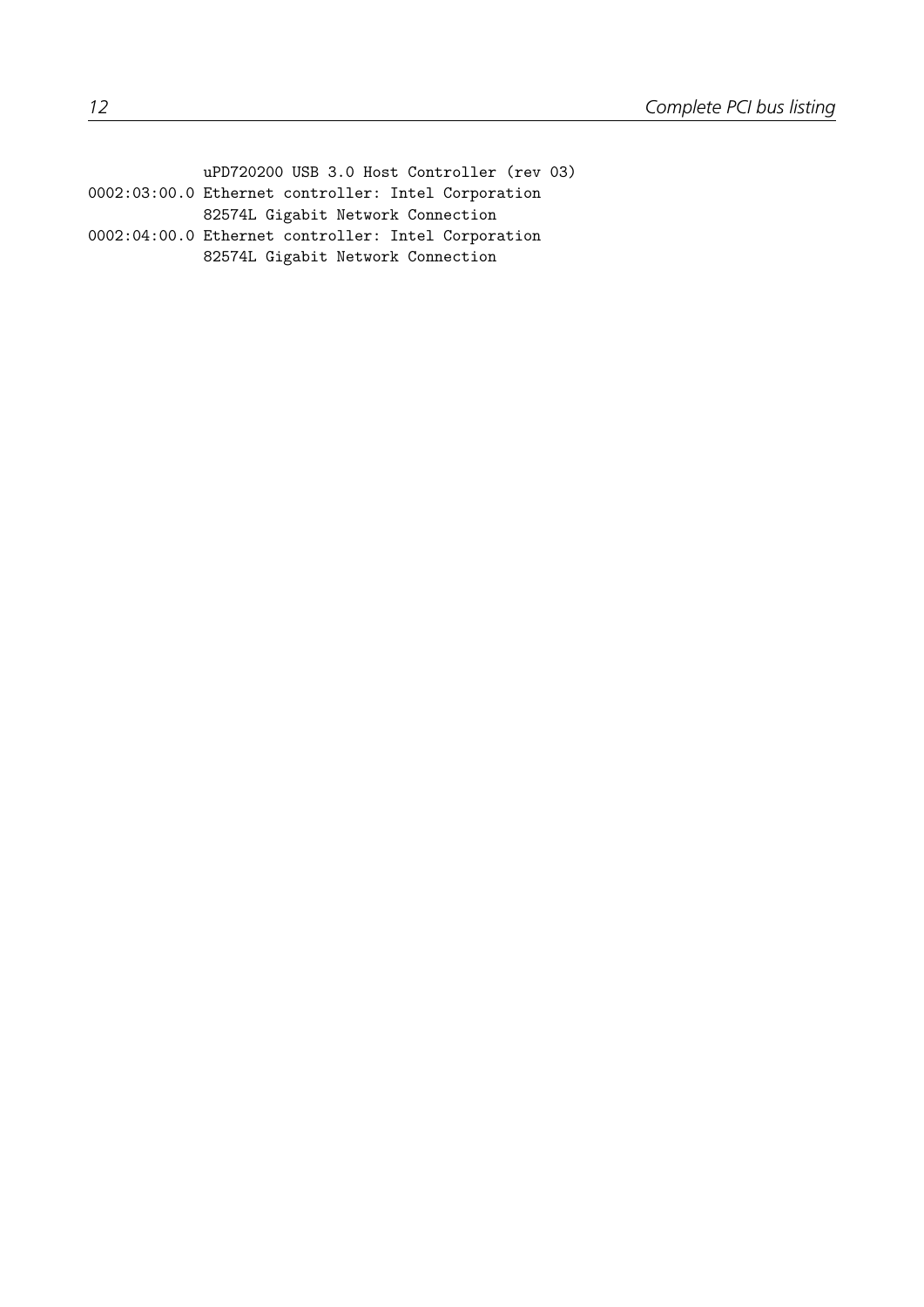```
            uPD720200 USB 3.0 Host Controller (rev 03)
0002:03:00.0 Ethernet controller: Intel Corporation
            82574L Gigabit Network Connection
0002:04:00.0 Ethernet controller: Intel Corporation
            82574L Gigabit Network Connection
```